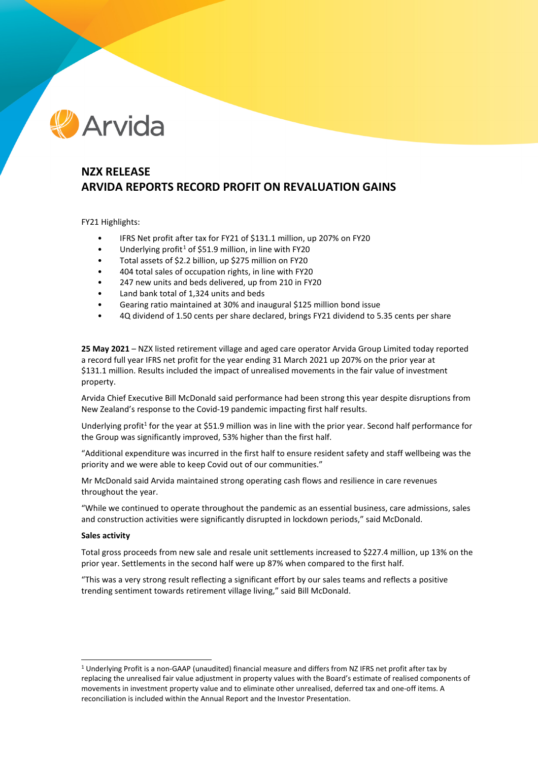## NZX RELEASE
## ARVIDA REPORTS RECORD PROFIT ON REVALUATION GAINS

FY21 Highlights:

- IFRS Net profit after tax for FY21 of $131.1 million, up 207% on FY20
- Underlying profit[1] of $51.9 million, in line with FY20
- Total assets of $2.2 billion, up $275 million on FY20
- 404 total sales of occupation rights, in line with FY20
- 247 new units and beds delivered, up from 210 in FY20
- Land bank total of 1,324 units and beds
- Gearing ratio maintained at 30% and inaugural $125 million bond issue
- 4Q dividend of 1.50 cents per share declared, brings FY21 dividend to 5.35 cents per share

**25 May 2021** – NZX listed retirement village and aged care operator Arvida Group Limited today reported a record full year IFRS net profit for the year ending 31 March 2021 up 207% on the prior year at $131.1 million. Results included the impact of unrealised movements in the fair value of investment property.

Arvida Chief Executive Bill McDonald said performance had been strong this year despite disruptions from New Zealand's response to the Covid-19 pandemic impacting first half results.

Underlying profit[1] for the year at $51.9 million was in line with the prior year. Second half performance for the Group was significantly improved, 53% higher than the first half.

"Additional expenditure was incurred in the first half to ensure resident safety and staff wellbeing was the priority and we were able to keep Covid out of our communities."

Mr McDonald said Arvida maintained strong operating cash flows and resilience in care revenues throughout the year.

"While we continued to operate throughout the pandemic as an essential business, care admissions, sales and construction activities were significantly disrupted in lockdown periods," said McDonald.

**Sales activity**

Total gross proceeds from new sale and resale unit settlements increased to $227.4 million, up 13% on the prior year. Settlements in the second half were up 87% when compared to the first half.

"This was a very strong result reflecting a significant effort by our sales teams and reflects a positive trending sentiment towards retirement village living," said Bill McDonald.

[1] Underlying Profit is a non-GAAP (unaudited) financial measure and differs from NZ IFRS net profit after tax by replacing the unrealised fair value adjustment in property values with the Board's estimate of realised components of movements in investment property value and to eliminate other unrealised, deferred tax and one-off items. A reconciliation is included within the Annual Report and the Investor Presentation.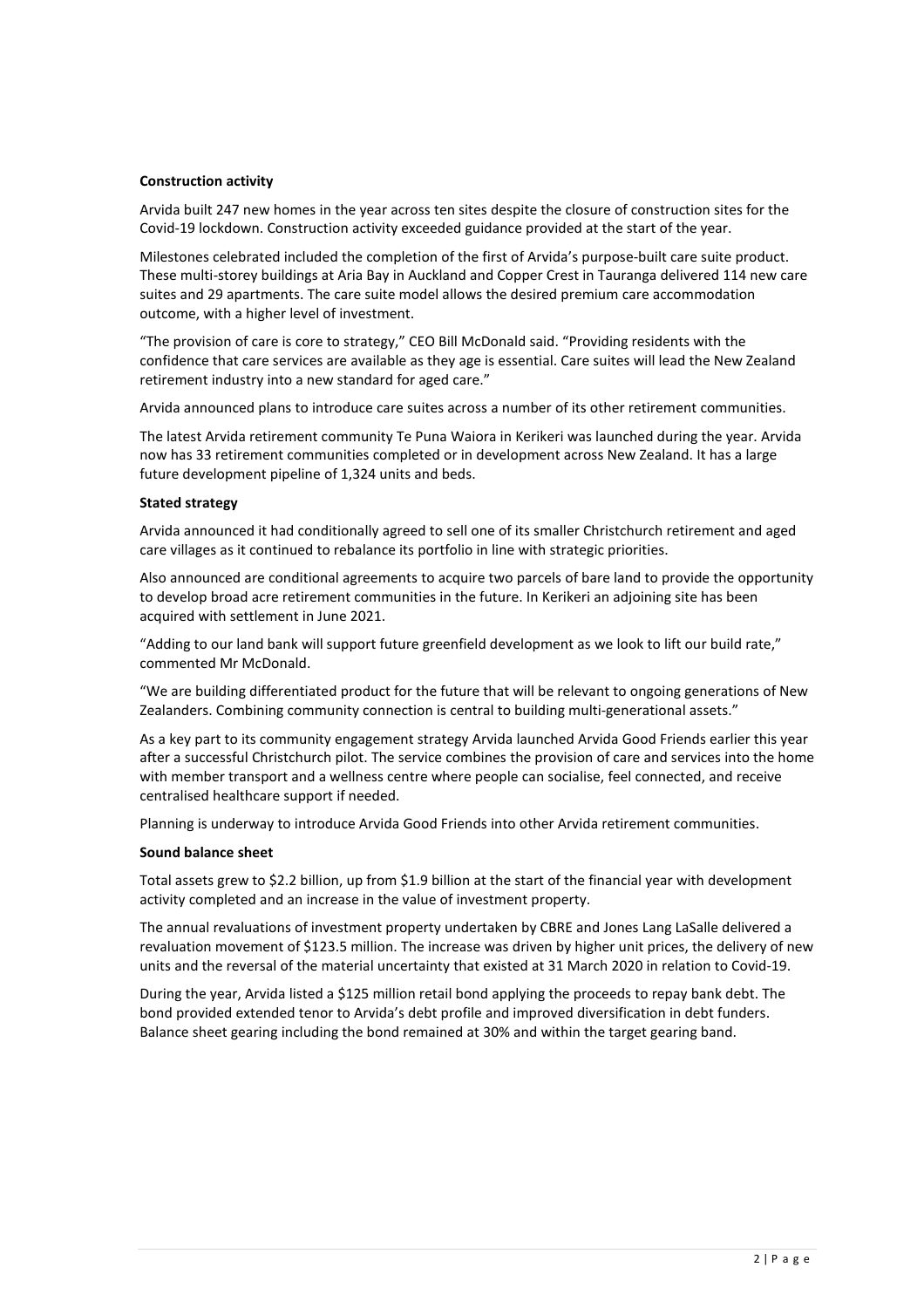**Construction activity**

Arvida built 247 new homes in the year across ten sites despite the closure of construction sites for the Covid-19 lockdown. Construction activity exceeded guidance provided at the start of the year.

Milestones celebrated included the completion of the first of Arvida's purpose-built care suite product. These multi-storey buildings at Aria Bay in Auckland and Copper Crest in Tauranga delivered 114 new care suites and 29 apartments. The care suite model allows the desired premium care accommodation outcome, with a higher level of investment.

"The provision of care is core to strategy," CEO Bill McDonald said. "Providing residents with the confidence that care services are available as they age is essential. Care suites will lead the New Zealand retirement industry into a new standard for aged care."

Arvida announced plans to introduce care suites across a number of its other retirement communities.

The latest Arvida retirement community Te Puna Waiora in Kerikeri was launched during the year. Arvida now has 33 retirement communities completed or in development across New Zealand. It has a large future development pipeline of 1,324 units and beds.

**Stated strategy**

Arvida announced it had conditionally agreed to sell one of its smaller Christchurch retirement and aged care villages as it continued to rebalance its portfolio in line with strategic priorities.

Also announced are conditional agreements to acquire two parcels of bare land to provide the opportunity to develop broad acre retirement communities in the future. In Kerikeri an adjoining site has been acquired with settlement in June 2021.

"Adding to our land bank will support future greenfield development as we look to lift our build rate," commented Mr McDonald.

"We are building differentiated product for the future that will be relevant to ongoing generations of New Zealanders. Combining community connection is central to building multi-generational assets."

As a key part to its community engagement strategy Arvida launched Arvida Good Friends earlier this year after a successful Christchurch pilot. The service combines the provision of care and services into the home with member transport and a wellness centre where people can socialise, feel connected, and receive centralised healthcare support if needed.

Planning is underway to introduce Arvida Good Friends into other Arvida retirement communities.

**Sound balance sheet**

Total assets grew to $2.2 billion, up from $1.9 billion at the start of the financial year with development activity completed and an increase in the value of investment property.

The annual revaluations of investment property undertaken by CBRE and Jones Lang LaSalle delivered a revaluation movement of $123.5 million. The increase was driven by higher unit prices, the delivery of new units and the reversal of the material uncertainty that existed at 31 March 2020 in relation to Covid-19.

During the year, Arvida listed a $125 million retail bond applying the proceeds to repay bank debt. The bond provided extended tenor to Arvida's debt profile and improved diversification in debt funders. Balance sheet gearing including the bond remained at 30% and within the target gearing band.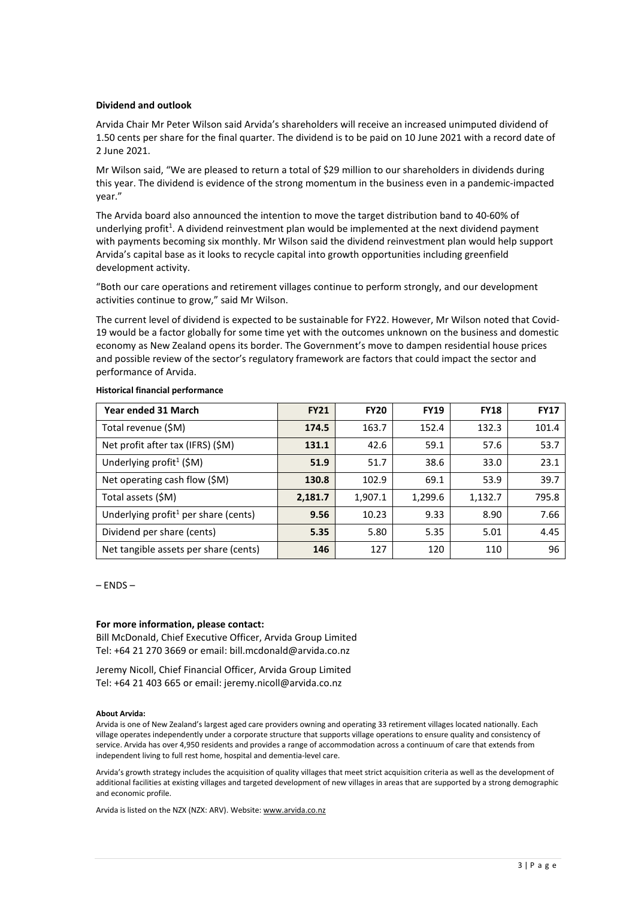**Dividend and outlook**

Arvida Chair Mr Peter Wilson said Arvida's shareholders will receive an increased unimputed dividend of 1.50 cents per share for the final quarter. The dividend is to be paid on 10 June 2021 with a record date of 2 June 2021.

Mr Wilson said, "We are pleased to return a total of $29 million to our shareholders in dividends during this year. The dividend is evidence of the strong momentum in the business even in a pandemic-impacted year."

The Arvida board also announced the intention to move the target distribution band to 40-60% of underlying profit[1]. A dividend reinvestment plan would be implemented at the next dividend payment with payments becoming six monthly. Mr Wilson said the dividend reinvestment plan would help support Arvida's capital base as it looks to recycle capital into growth opportunities including greenfield development activity.

"Both our care operations and retirement villages continue to perform strongly, and our development activities continue to grow," said Mr Wilson.

The current level of dividend is expected to be sustainable for FY22. However, Mr Wilson noted that Covid-19 would be a factor globally for some time yet with the outcomes unknown on the business and domestic economy as New Zealand opens its border. The Government's move to dampen residential house prices and possible review of the sector's regulatory framework are factors that could impact the sector and performance of Arvida.

**Historical financial performance**

| Year ended 31 March | FY21 | FY20 | FY19 | FY18 | FY17 |
|---|---|---|---|---|---|
| Total revenue ($M) | **174.5** | 163.7 | 152.4 | 132.3 | 101.4 |
| Net profit after tax (IFRS) ($M) | **131.1** | 42.6 | 59.1 | 57.6 | 53.7 |
| Underlying profit[1] ($M) | **51.9** | 51.7 | 38.6 | 33.0 | 23.1 |
| Net operating cash flow ($M) | **130.8** | 102.9 | 69.1 | 53.9 | 39.7 |
| Total assets ($M) | **2,181.7** | 1,907.1 | 1,299.6 | 1,132.7 | 795.8 |
| Underlying profit[1] per share (cents) | **9.56** | 10.23 | 9.33 | 8.90 | 7.66 |
| Dividend per share (cents) | **5.35** | 5.80 | 5.35 | 5.01 | 4.45 |
| Net tangible assets per share (cents) | **146** | 127 | 120 | 110 | 96 |

– ENDS –

**For more information, please contact:**

Bill McDonald, Chief Executive Officer, Arvida Group Limited
Tel: +64 21 270 3669 or email: bill.mcdonald@arvida.co.nz

Jeremy Nicoll, Chief Financial Officer, Arvida Group Limited
Tel: +64 21 403 665 or email: jeremy.nicoll@arvida.co.nz

**About Arvida:**

Arvida is one of New Zealand's largest aged care providers owning and operating 33 retirement villages located nationally. Each village operates independently under a corporate structure that supports village operations to ensure quality and consistency of service. Arvida has over 4,950 residents and provides a range of accommodation across a continuum of care that extends from independent living to full rest home, hospital and dementia-level care.

Arvida's growth strategy includes the acquisition of quality villages that meet strict acquisition criteria as well as the development of additional facilities at existing villages and targeted development of new villages in areas that are supported by a strong demographic and economic profile.

Arvida is listed on the NZX (NZX: ARV). Website: www.arvida.co.nz